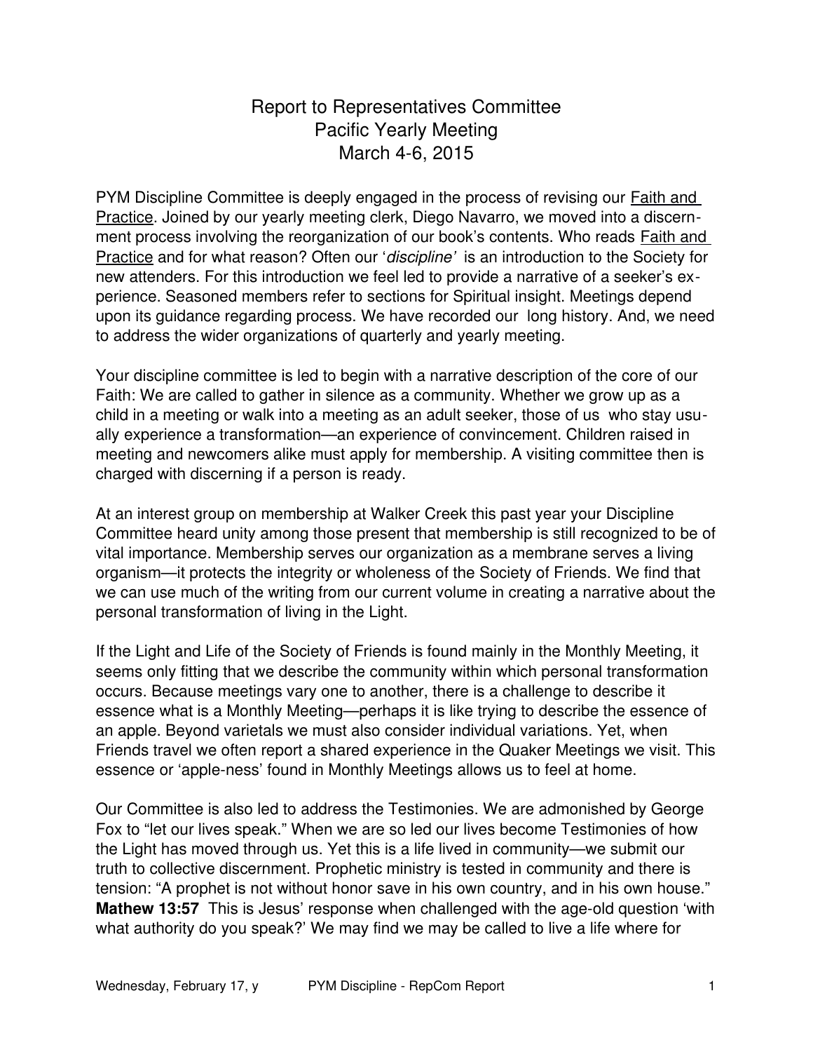# Report to Representatives Committee
# Pacific Yearly Meeting
# March 4-6, 2015

PYM Discipline Committee is deeply engaged in the process of revising our Faith and Practice. Joined by our yearly meeting clerk, Diego Navarro, we moved into a discernment process involving the reorganization of our book's contents. Who reads Faith and Practice and for what reason? Often our '*discipline*' is an introduction to the Society for new attenders. For this introduction we feel led to provide a narrative of a seeker's experience. Seasoned members refer to sections for Spiritual insight. Meetings depend upon its guidance regarding process. We have recorded our long history. And, we need to address the wider organizations of quarterly and yearly meeting.

Your discipline committee is led to begin with a narrative description of the core of our Faith: We are called to gather in silence as a community. Whether we grow up as a child in a meeting or walk into a meeting as an adult seeker, those of us who stay usually experience a transformation—an experience of convincement. Children raised in meeting and newcomers alike must apply for membership. A visiting committee then is charged with discerning if a person is ready.

At an interest group on membership at Walker Creek this past year your Discipline Committee heard unity among those present that membership is still recognized to be of vital importance. Membership serves our organization as a membrane serves a living organism—it protects the integrity or wholeness of the Society of Friends. We find that we can use much of the writing from our current volume in creating a narrative about the personal transformation of living in the Light.

If the Light and Life of the Society of Friends is found mainly in the Monthly Meeting, it seems only fitting that we describe the community within which personal transformation occurs. Because meetings vary one to another, there is a challenge to describe it essence what is a Monthly Meeting—perhaps it is like trying to describe the essence of an apple. Beyond varietals we must also consider individual variations. Yet, when Friends travel we often report a shared experience in the Quaker Meetings we visit. This essence or 'apple-ness' found in Monthly Meetings allows us to feel at home.

Our Committee is also led to address the Testimonies. We are admonished by George Fox to "let our lives speak." When we are so led our lives become Testimonies of how the Light has moved through us. Yet this is a life lived in community—we submit our truth to collective discernment. Prophetic ministry is tested in community and there is tension: "A prophet is not without honor save in his own country, and in his own house." **Mathew 13:57** This is Jesus' response when challenged with the age-old question 'with what authority do you speak?' We may find we may be called to live a life where for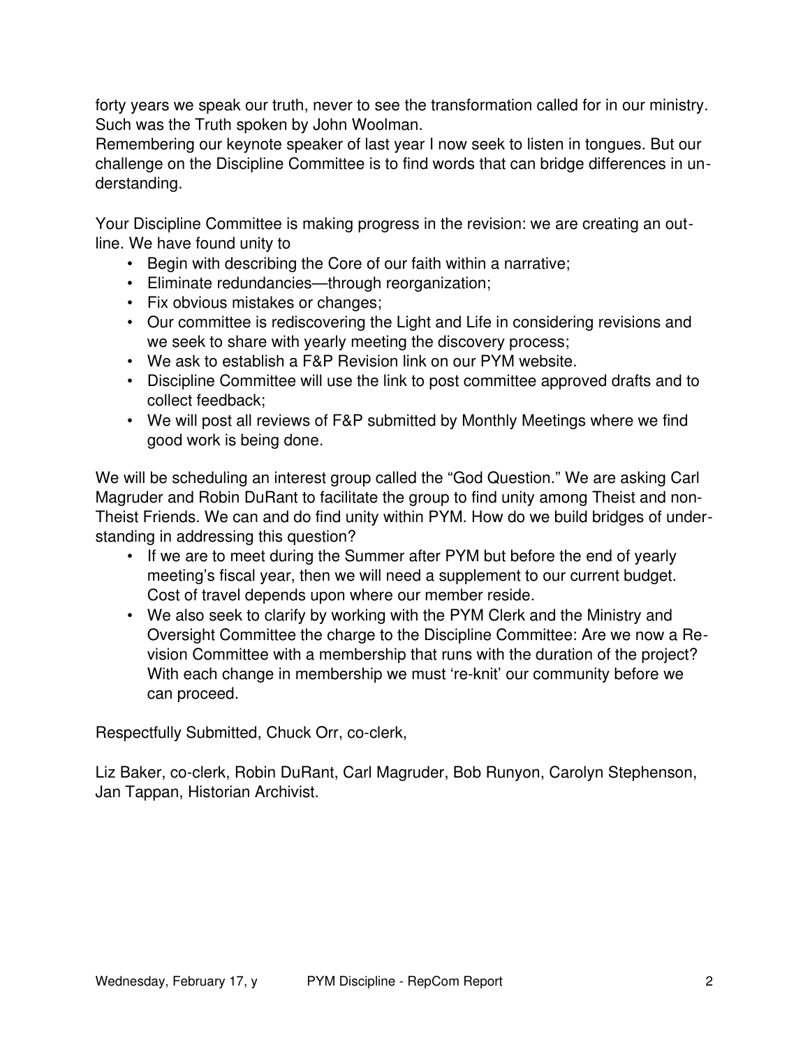forty years we speak our truth, never to see the transformation called for in our ministry. Such was the Truth spoken by John Woolman.

Remembering our keynote speaker of last year I now seek to listen in tongues. But our challenge on the Discipline Committee is to find words that can bridge differences in understanding.

Your Discipline Committee is making progress in the revision: we are creating an outline. We have found unity to

- Begin with describing the Core of our faith within a narrative;
- Eliminate redundancies—through reorganization;
- Fix obvious mistakes or changes;
- Our committee is rediscovering the Light and Life in considering revisions and we seek to share with yearly meeting the discovery process;
- We ask to establish a F&P Revision link on our PYM website.
- Discipline Committee will use the link to post committee approved drafts and to collect feedback;
- We will post all reviews of F&P submitted by Monthly Meetings where we find good work is being done.

We will be scheduling an interest group called the "God Question." We are asking Carl Magruder and Robin DuRant to facilitate the group to find unity among Theist and non-Theist Friends. We can and do find unity within PYM. How do we build bridges of understanding in addressing this question?

- If we are to meet during the Summer after PYM but before the end of yearly meeting's fiscal year, then we will need a supplement to our current budget. Cost of travel depends upon where our member reside.
- We also seek to clarify by working with the PYM Clerk and the Ministry and Oversight Committee the charge to the Discipline Committee: Are we now a Revision Committee with a membership that runs with the duration of the project? With each change in membership we must 're-knit' our community before we can proceed.

Respectfully Submitted, Chuck Orr, co-clerk,

Liz Baker, co-clerk, Robin DuRant, Carl Magruder, Bob Runyon, Carolyn Stephenson, Jan Tappan, Historian Archivist.